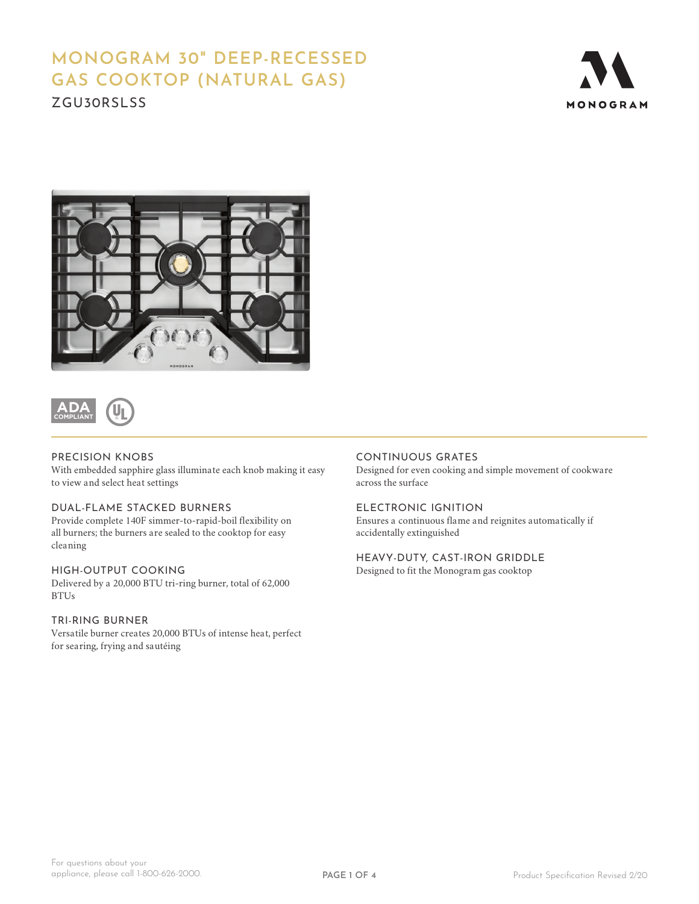# MONOGRAM 30" DEEP-RECESSED GAS COOKTOP (NATURAL GAS)

## ZGU30RSLSS

MONOGRAM

ADA COMPLIANT

### PRECISION KNOBS

With embedded sapphire glass illuminate each knob making it easy to view and select heat settings

### DUAL-FLAME STACKED BURNERS

Provide complete 140F simmer-to-rapid-boil flexibility on all burners; the burners are sealed to the cooktop for easy cleaning

### HIGH-OUTPUT COOKING

Delivered by a 20,000 BTU tri-ring burner, total of 62,000 BTUs

### TRI-RING BURNER

Versatile burner creates 20,000 BTUs of intense heat, perfect for searing, frying and sautéing

### CONTINUOUS GRATES

Designed for even cooking and simple movement of cookware across the surface

### ELECTRONIC IGNITION

Ensures a continuous flame and reignites automatically if accidentally extinguished

### HEAVY-DUTY, CAST-IRON GRIDDLE

Designed to fit the Monogram gas cooktop

For questions about your appliance, please call 1-800-626-2000.

Product Specification Revised 2/20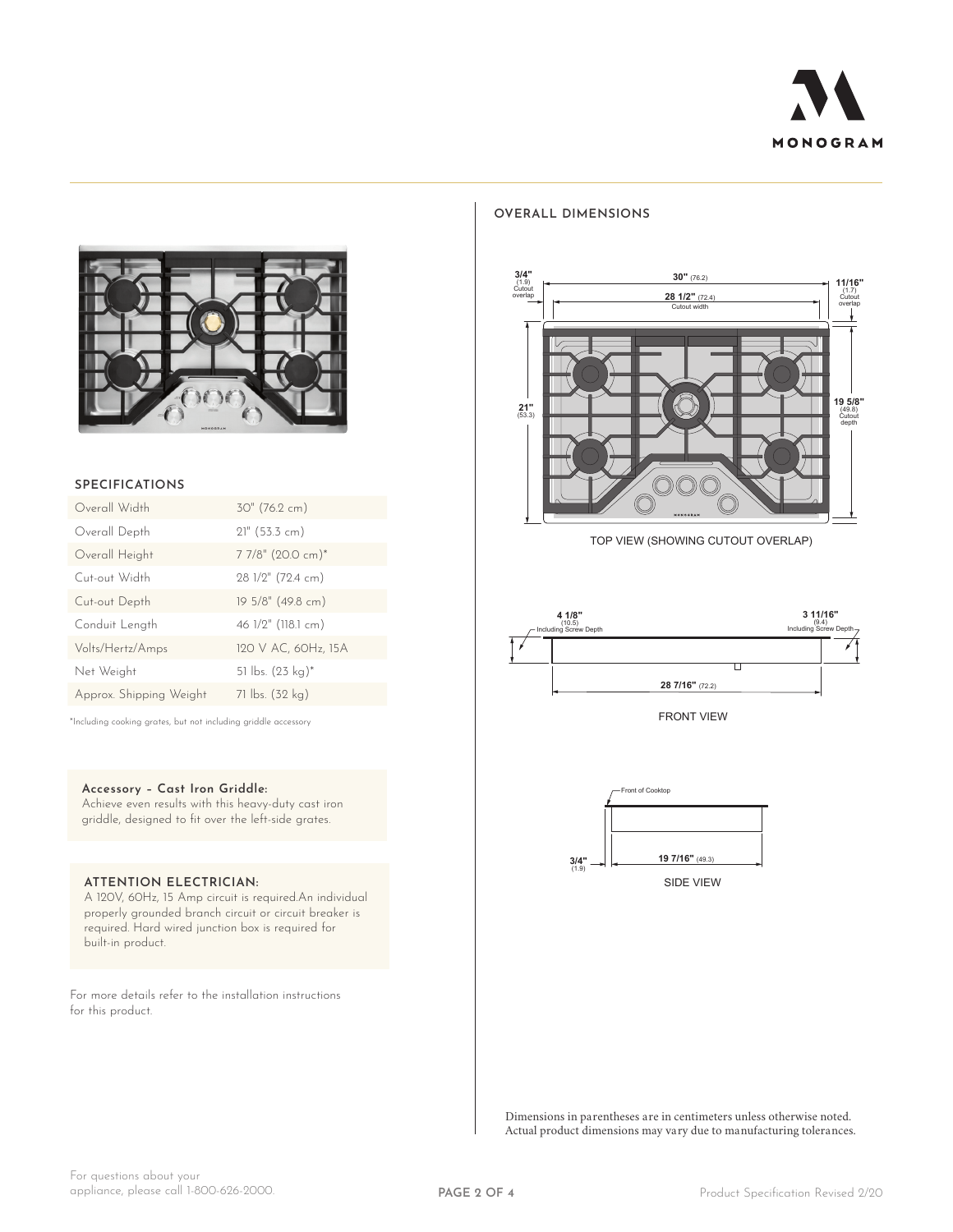## SPECIFICATIONS

| | |
|---|---|
| Overall Width | 30" (76.2 cm) |
| Overall Depth | 21" (53.3 cm) |
| Overall Height | 7 7/8" (20.0 cm)* |
| Cut-out Width | 28 1/2" (72.4 cm) |
| Cut-out Depth | 19 5/8" (49.8 cm) |
| Conduit Length | 46 1/2" (118.1 cm) |
| Volts/Hertz/Amps | 120 V AC, 60Hz, 15A |
| Net Weight | 51 lbs. (23 kg)* |
| Approx. Shipping Weight | 71 lbs. (32 kg) |

*Including cooking grates, but not including griddle accessory

**Accessory – Cast Iron Griddle:**
Achieve even results with this heavy-duty cast iron griddle, designed to fit over the left-side grates.

**ATTENTION ELECTRICIAN:**
A 120V, 60Hz, 15 Amp circuit is required.An individual properly grounded branch circuit or circuit breaker is required. Hard wired junction box is required for built-in product.

For more details refer to the installation instructions for this product.

## OVERALL DIMENSIONS

3/4" (1.9) Cutout overlap
30" (76.2)
28 1/2" (72.4) Cutout width
11/16" (1.7) Cutout overlap
21" (53.3)
19 5/8" (49.8) Cutout depth

TOP VIEW (SHOWING CUTOUT OVERLAP)

4 1/8" (10.5) Including Screw Depth
3 11/16" (9.4) Including Screw Depth
28 7/16" (72.2)

FRONT VIEW

Front of Cooktop
3/4" (1.9)
19 7/16" (49.3)

SIDE VIEW

Dimensions in parentheses are in centimeters unless otherwise noted.
Actual product dimensions may vary due to manufacturing tolerances.

For questions about your appliance, please call 1-800-626-2000.

Product Specification Revised 2/20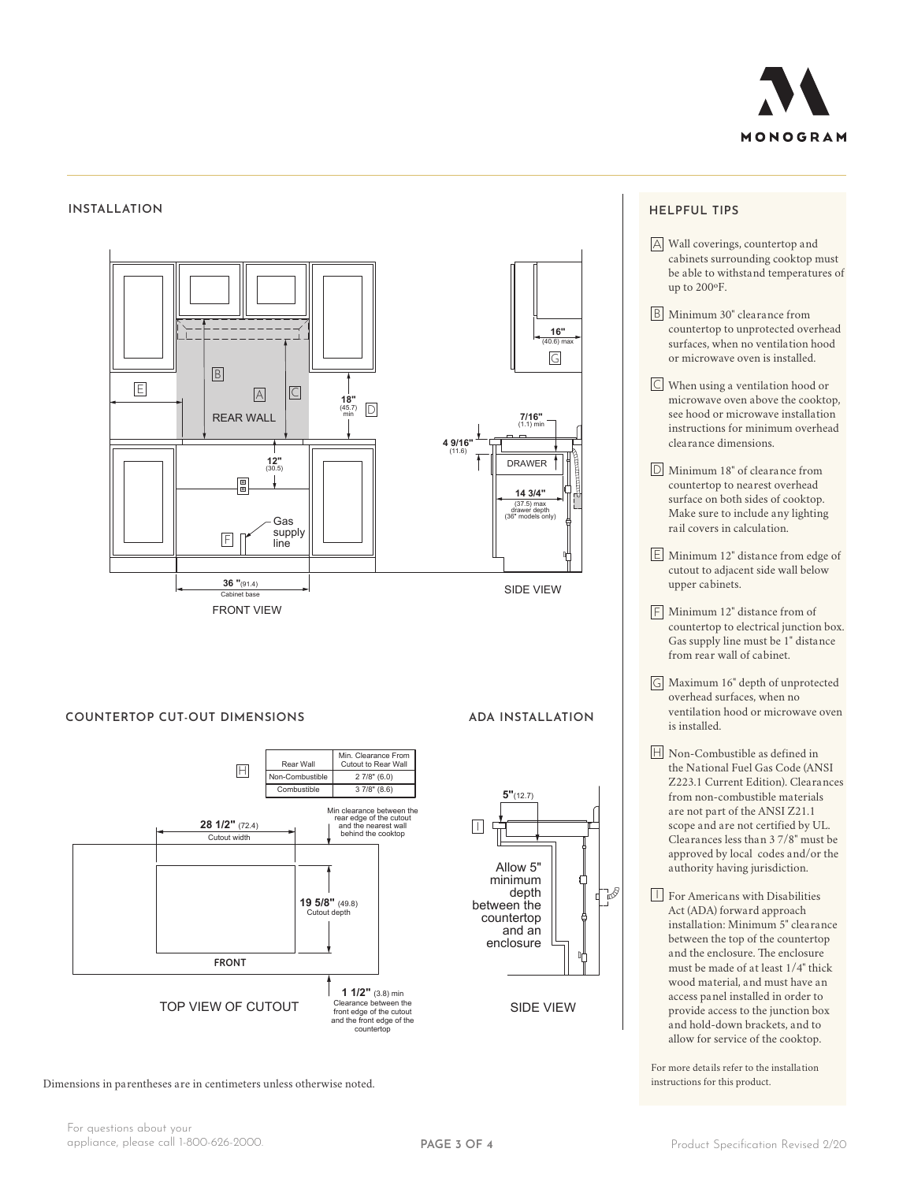MONOGRAM

## INSTALLATION

REAR WALL

B A C E D

18" (45.7) min

12" (30.5)

Gas supply line

F

36 "(91.4) Cabinet base

FRONT VIEW

16" (40.6) max

G

7/16" (1.1) min

4 9/16" (11.6)

DRAWER

14 3/4" (37.5) max drawer depth (36" models only)

SIDE VIEW

## COUNTERTOP CUT-OUT DIMENSIONS

H

| Rear Wall | Min. Clearance From Cutout to Rear Wall |
|---|---|
| Non-Combustible | 2 7/8" (6.0) |
| Combustible | 3 7/8" (8.6) |

Min clearance between the rear edge of the cutout and the nearest wall behind the cooktop

28 1/2" (72.4) Cutout width

19 5/8" (49.8) Cutout depth

FRONT

1 1/2" (3.8) min Clearance between the front edge of the cutout and the front edge of the countertop

TOP VIEW OF CUTOUT

## ADA INSTALLATION

5"(12.7)

I

Allow 5" minimum depth between the countertop and an enclosure

SIDE VIEW

Dimensions in parentheses are in centimeters unless otherwise noted.

## HELPFUL TIPS

A Wall coverings, countertop and cabinets surrounding cooktop must be able to withstand temperatures of up to 200ºF.

B Minimum 30" clearance from countertop to unprotected overhead surfaces, when no ventilation hood or microwave oven is installed.

C When using a ventilation hood or microwave oven above the cooktop, see hood or microwave installation instructions for minimum overhead clearance dimensions.

D Minimum 18" of clearance from countertop to nearest overhead surface on both sides of cooktop. Make sure to include any lighting rail covers in calculation.

E Minimum 12" distance from edge of cutout to adjacent side wall below upper cabinets.

F Minimum 12" distance from of countertop to electrical junction box. Gas supply line must be 1" distance from rear wall of cabinet.

G Maximum 16" depth of unprotected overhead surfaces, when no ventilation hood or microwave oven is installed.

H Non-Combustible as defined in the National Fuel Gas Code (ANSI Z223.1 Current Edition). Clearances from non-combustible materials are not part of the ANSI Z21.1 scope and are not certified by UL. Clearances less than 3 7/8" must be approved by local codes and/or the authority having jurisdiction.

I For Americans with Disabilities Act (ADA) forward approach installation: Minimum 5" clearance between the top of the countertop and the enclosure. The enclosure must be made of at least 1/4" thick wood material, and must have an access panel installed in order to provide access to the junction box and hold-down brackets, and to allow for service of the cooktop.

For more details refer to the installation instructions for this product.

For questions about your appliance, please call 1-800-626-2000.

Product Specification Revised 2/20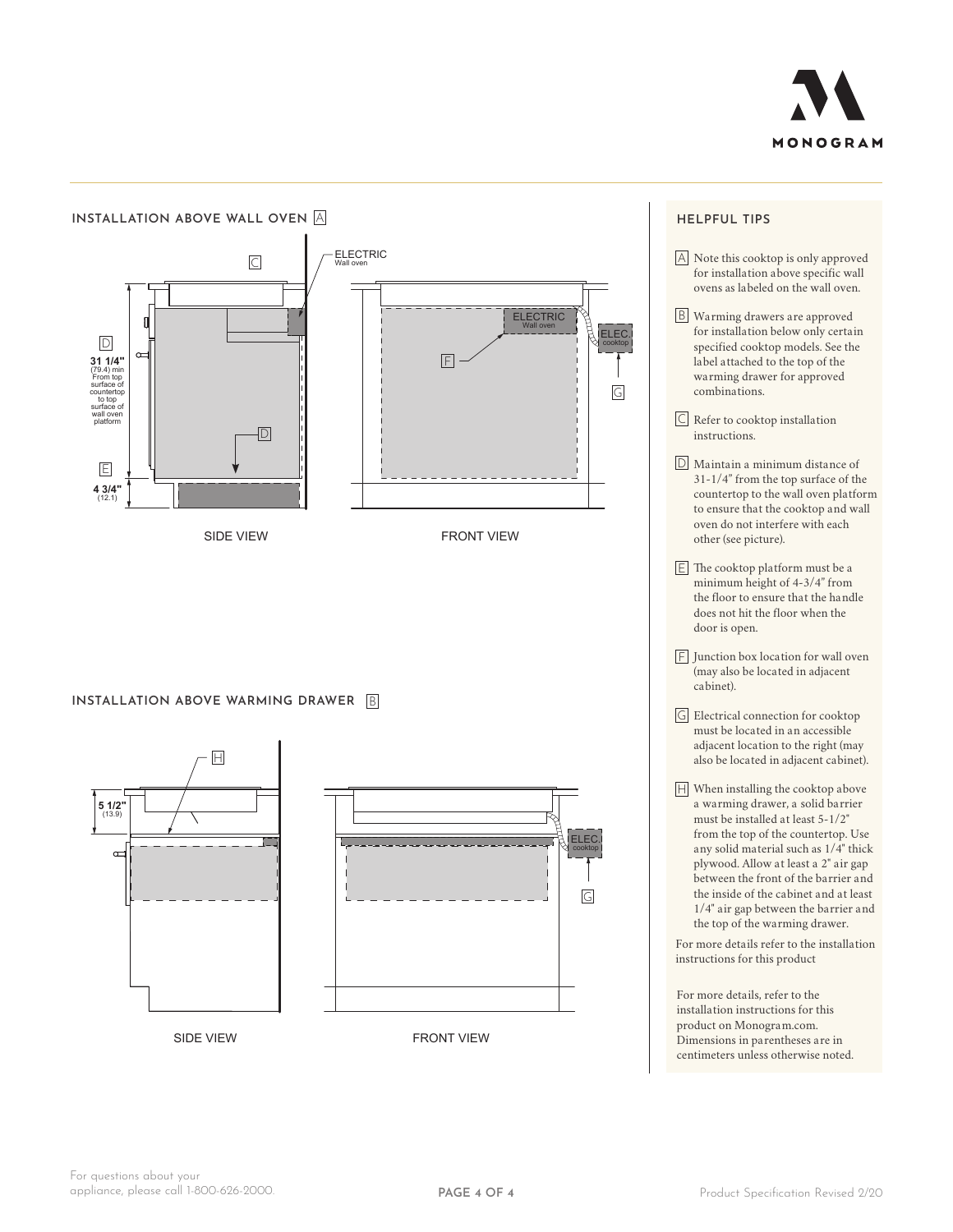## INSTALLATION ABOVE WALL OVEN A

C

ELECTRIC
Wall oven

D

31 1/4"
(79.4) min
From top surface of countertop to top surface of wall oven platform

D

E

4 3/4"
(12.1)

SIDE VIEW

ELECTRIC
Wall oven

F

ELEC.
cooktop

G

FRONT VIEW

## INSTALLATION ABOVE WARMING DRAWER B

H

5 1/2"
(13.9)

SIDE VIEW

ELEC.
cooktop

G

FRONT VIEW

## HELPFUL TIPS

A Note this cooktop is only approved for installation above specific wall ovens as labeled on the wall oven.

B Warming drawers are approved for installation below only certain specified cooktop models. See the label attached to the top of the warming drawer for approved combinations.

C Refer to cooktop installation instructions.

D Maintain a minimum distance of 31-1/4" from the top surface of the countertop to the wall oven platform to ensure that the cooktop and wall oven do not interfere with each other (see picture).

E The cooktop platform must be a minimum height of 4-3/4" from the floor to ensure that the handle does not hit the floor when the door is open.

F Junction box location for wall oven (may also be located in adjacent cabinet).

G Electrical connection for cooktop must be located in an accessible adjacent location to the right (may also be located in adjacent cabinet).

H When installing the cooktop above a warming drawer, a solid barrier must be installed at least 5-1/2" from the top of the countertop. Use any solid material such as 1/4" thick plywood. Allow at least a 2" air gap between the front of the barrier and the inside of the cabinet and at least 1/4" air gap between the barrier and the top of the warming drawer.

For more details refer to the installation instructions for this product

For more details, refer to the installation instructions for this product on Monogram.com. Dimensions in parentheses are in centimeters unless otherwise noted.

For questions about your appliance, please call 1-800-626-2000.

Product Specification Revised 2/20